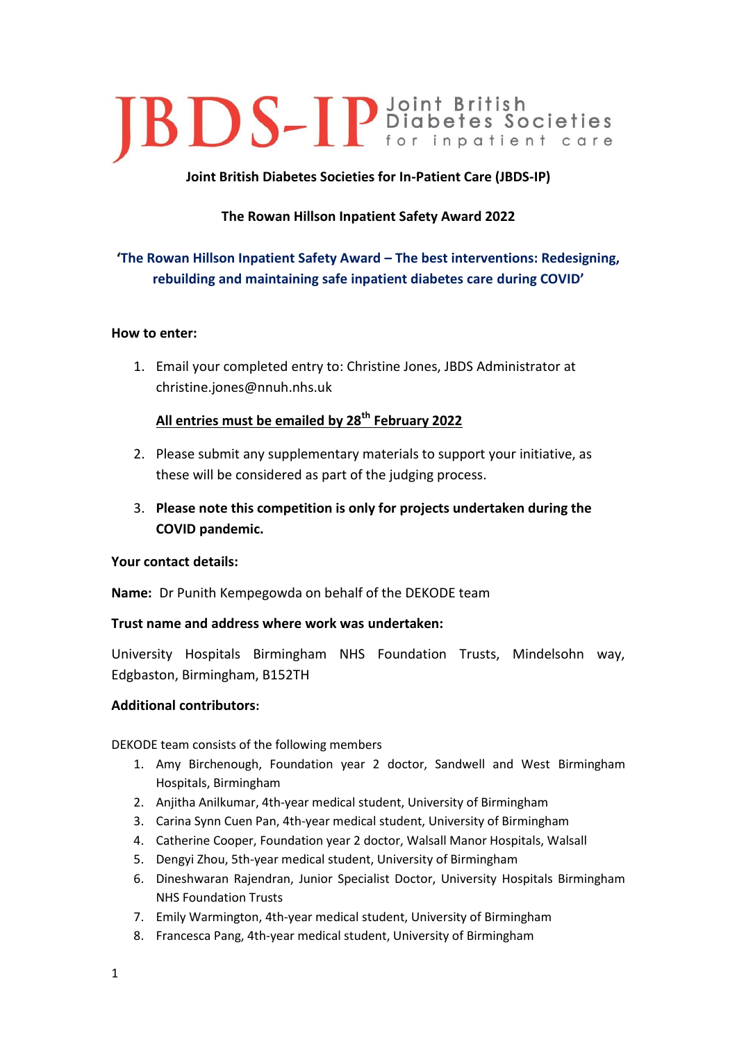# JBDS-IP Joint British Diabetes Societies for inpatient care

**Joint British Diabetes Societies for In-Patient Care (JBDS-IP)**

**The Rowan Hillson Inpatient Safety Award 2022**

**'The Rowan Hillson Inpatient Safety Award – The best interventions: Redesigning, rebuilding and maintaining safe inpatient diabetes care during COVID'**

**How to enter:**

1. Email your completed entry to: Christine Jones, JBDS Administrator at christine.jones@nnuh.nhs.uk

   **All entries must be emailed by 28th February 2022**

2. Please submit any supplementary materials to support your initiative, as these will be considered as part of the judging process.
3. **Please note this competition is only for projects undertaken during the COVID pandemic.**

**Your contact details:**

**Name:** Dr Punith Kempegowda on behalf of the DEKODE team

**Trust name and address where work was undertaken:**

University Hospitals Birmingham NHS Foundation Trusts, Mindelsohn way, Edgbaston, Birmingham, B152TH

**Additional contributors:**

DEKODE team consists of the following members

1. Amy Birchenough, Foundation year 2 doctor, Sandwell and West Birmingham Hospitals, Birmingham
2. Anjitha Anilkumar, 4th-year medical student, University of Birmingham
3. Carina Synn Cuen Pan, 4th-year medical student, University of Birmingham
4. Catherine Cooper, Foundation year 2 doctor, Walsall Manor Hospitals, Walsall
5. Dengyi Zhou, 5th-year medical student, University of Birmingham
6. Dineshwaran Rajendran, Junior Specialist Doctor, University Hospitals Birmingham NHS Foundation Trusts
7. Emily Warmington, 4th-year medical student, University of Birmingham
8. Francesca Pang, 4th-year medical student, University of Birmingham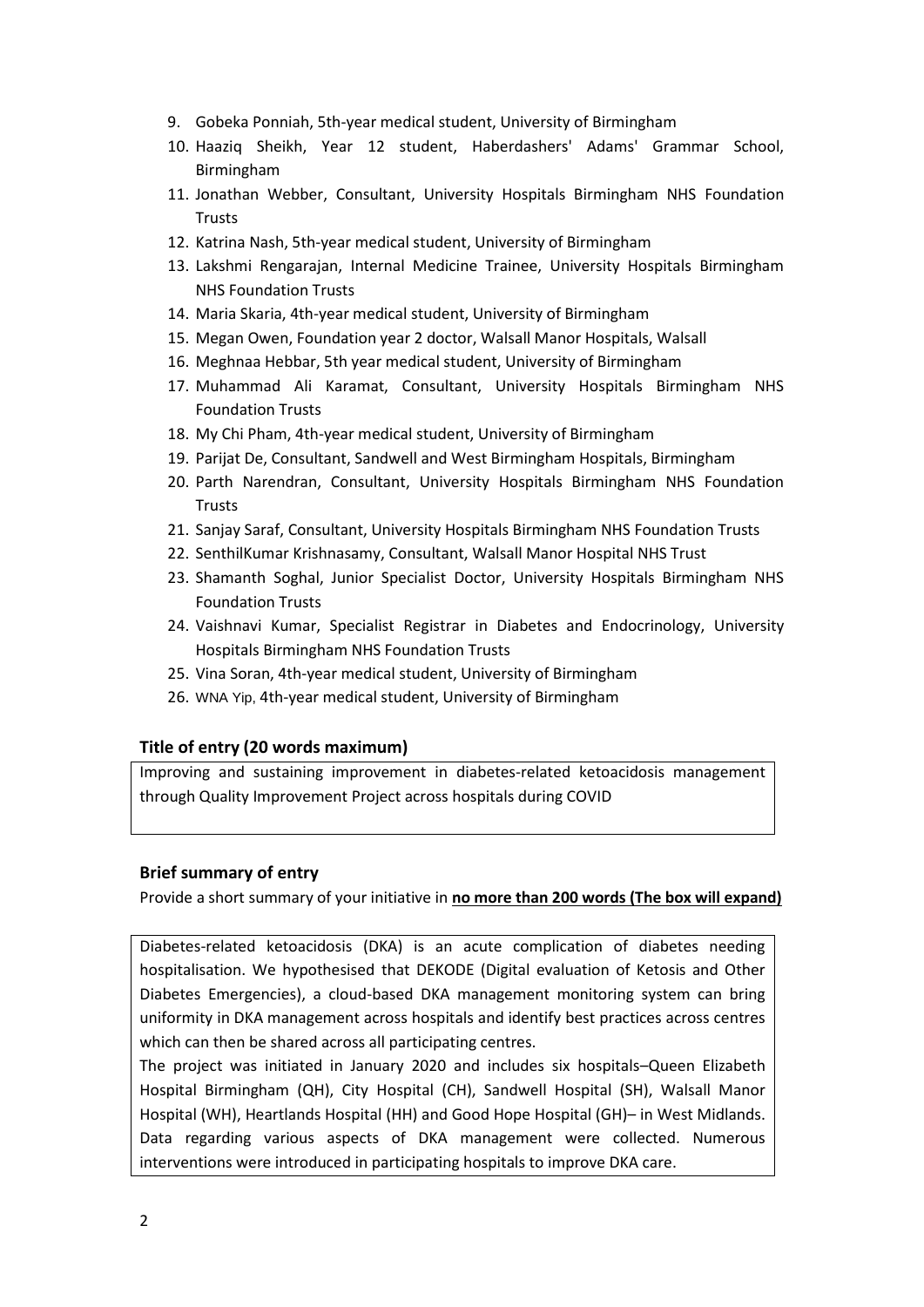9. Gobeka Ponniah, 5th-year medical student, University of Birmingham
10. Haaziq Sheikh, Year 12 student, Haberdashers' Adams' Grammar School, Birmingham
11. Jonathan Webber, Consultant, University Hospitals Birmingham NHS Foundation Trusts
12. Katrina Nash, 5th-year medical student, University of Birmingham
13. Lakshmi Rengarajan, Internal Medicine Trainee, University Hospitals Birmingham NHS Foundation Trusts
14. Maria Skaria, 4th-year medical student, University of Birmingham
15. Megan Owen, Foundation year 2 doctor, Walsall Manor Hospitals, Walsall
16. Meghnaa Hebbar, 5th year medical student, University of Birmingham
17. Muhammad Ali Karamat, Consultant, University Hospitals Birmingham NHS Foundation Trusts
18. My Chi Pham, 4th-year medical student, University of Birmingham
19. Parijat De, Consultant, Sandwell and West Birmingham Hospitals, Birmingham
20. Parth Narendran, Consultant, University Hospitals Birmingham NHS Foundation Trusts
21. Sanjay Saraf, Consultant, University Hospitals Birmingham NHS Foundation Trusts
22. SenthilKumar Krishnasamy, Consultant, Walsall Manor Hospital NHS Trust
23. Shamanth Soghal, Junior Specialist Doctor, University Hospitals Birmingham NHS Foundation Trusts
24. Vaishnavi Kumar, Specialist Registrar in Diabetes and Endocrinology, University Hospitals Birmingham NHS Foundation Trusts
25. Vina Soran, 4th-year medical student, University of Birmingham
26. WNA Yip, 4th-year medical student, University of Birmingham

### Title of entry (20 words maximum)

Improving and sustaining improvement in diabetes-related ketoacidosis management through Quality Improvement Project across hospitals during COVID

### Brief summary of entry

Provide a short summary of your initiative in **no more than 200 words (The box will expand)**

Diabetes-related ketoacidosis (DKA) is an acute complication of diabetes needing hospitalisation. We hypothesised that DEKODE (Digital evaluation of Ketosis and Other Diabetes Emergencies), a cloud-based DKA management monitoring system can bring uniformity in DKA management across hospitals and identify best practices across centres which can then be shared across all participating centres.

The project was initiated in January 2020 and includes six hospitals–Queen Elizabeth Hospital Birmingham (QH), City Hospital (CH), Sandwell Hospital (SH), Walsall Manor Hospital (WH), Heartlands Hospital (HH) and Good Hope Hospital (GH)– in West Midlands. Data regarding various aspects of DKA management were collected. Numerous interventions were introduced in participating hospitals to improve DKA care.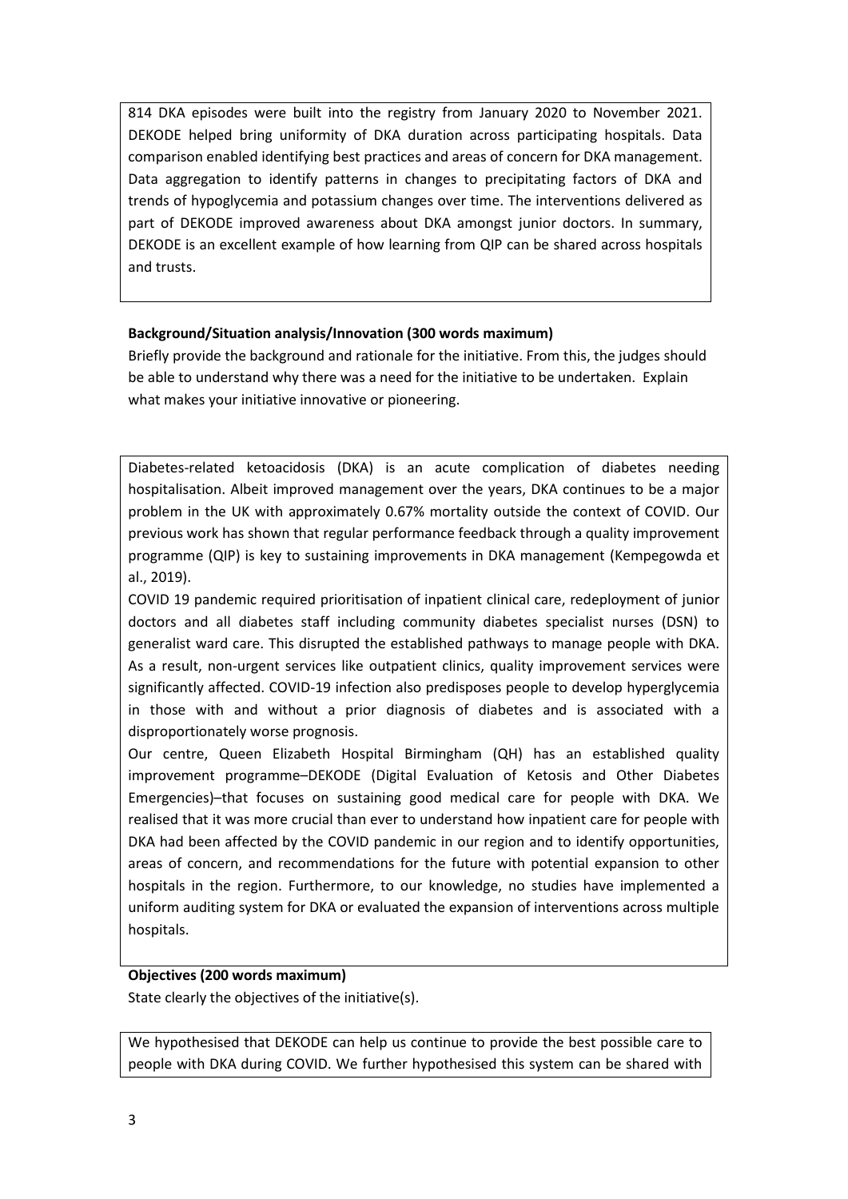814 DKA episodes were built into the registry from January 2020 to November 2021. DEKODE helped bring uniformity of DKA duration across participating hospitals. Data comparison enabled identifying best practices and areas of concern for DKA management. Data aggregation to identify patterns in changes to precipitating factors of DKA and trends of hypoglycemia and potassium changes over time. The interventions delivered as part of DEKODE improved awareness about DKA amongst junior doctors. In summary, DEKODE is an excellent example of how learning from QIP can be shared across hospitals and trusts.

**Background/Situation analysis/Innovation (300 words maximum)**

Briefly provide the background and rationale for the initiative. From this, the judges should be able to understand why there was a need for the initiative to be undertaken. Explain what makes your initiative innovative or pioneering.

Diabetes-related ketoacidosis (DKA) is an acute complication of diabetes needing hospitalisation. Albeit improved management over the years, DKA continues to be a major problem in the UK with approximately 0.67% mortality outside the context of COVID. Our previous work has shown that regular performance feedback through a quality improvement programme (QIP) is key to sustaining improvements in DKA management (Kempegowda et al., 2019).

COVID 19 pandemic required prioritisation of inpatient clinical care, redeployment of junior doctors and all diabetes staff including community diabetes specialist nurses (DSN) to generalist ward care. This disrupted the established pathways to manage people with DKA. As a result, non-urgent services like outpatient clinics, quality improvement services were significantly affected. COVID-19 infection also predisposes people to develop hyperglycemia in those with and without a prior diagnosis of diabetes and is associated with a disproportionately worse prognosis.

Our centre, Queen Elizabeth Hospital Birmingham (QH) has an established quality improvement programme–DEKODE (Digital Evaluation of Ketosis and Other Diabetes Emergencies)–that focuses on sustaining good medical care for people with DKA. We realised that it was more crucial than ever to understand how inpatient care for people with DKA had been affected by the COVID pandemic in our region and to identify opportunities, areas of concern, and recommendations for the future with potential expansion to other hospitals in the region. Furthermore, to our knowledge, no studies have implemented a uniform auditing system for DKA or evaluated the expansion of interventions across multiple hospitals.

**Objectives (200 words maximum)**

State clearly the objectives of the initiative(s).

We hypothesised that DEKODE can help us continue to provide the best possible care to people with DKA during COVID. We further hypothesised this system can be shared with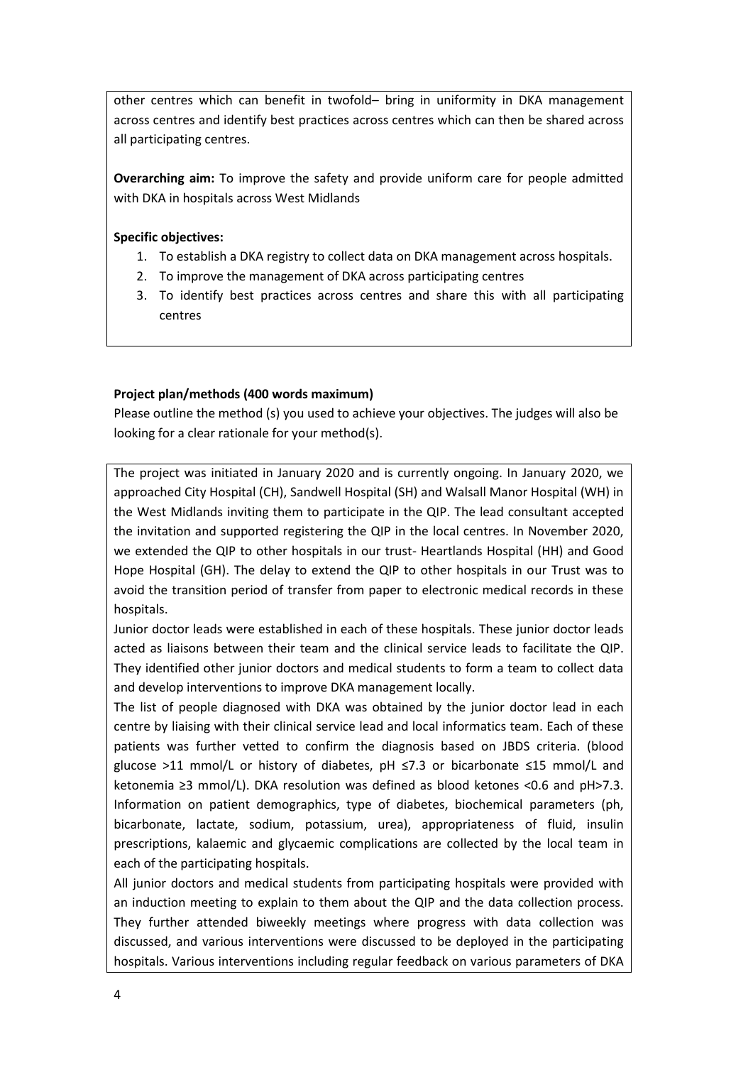other centres which can benefit in twofold– bring in uniformity in DKA management across centres and identify best practices across centres which can then be shared across all participating centres.

**Overarching aim:** To improve the safety and provide uniform care for people admitted with DKA in hospitals across West Midlands

**Specific objectives:**

1. To establish a DKA registry to collect data on DKA management across hospitals.
2. To improve the management of DKA across participating centres
3. To identify best practices across centres and share this with all participating centres

**Project plan/methods (400 words maximum)**

Please outline the method (s) you used to achieve your objectives. The judges will also be looking for a clear rationale for your method(s).

The project was initiated in January 2020 and is currently ongoing. In January 2020, we approached City Hospital (CH), Sandwell Hospital (SH) and Walsall Manor Hospital (WH) in the West Midlands inviting them to participate in the QIP. The lead consultant accepted the invitation and supported registering the QIP in the local centres. In November 2020, we extended the QIP to other hospitals in our trust- Heartlands Hospital (HH) and Good Hope Hospital (GH). The delay to extend the QIP to other hospitals in our Trust was to avoid the transition period of transfer from paper to electronic medical records in these hospitals.

Junior doctor leads were established in each of these hospitals. These junior doctor leads acted as liaisons between their team and the clinical service leads to facilitate the QIP. They identified other junior doctors and medical students to form a team to collect data and develop interventions to improve DKA management locally.

The list of people diagnosed with DKA was obtained by the junior doctor lead in each centre by liaising with their clinical service lead and local informatics team. Each of these patients was further vetted to confirm the diagnosis based on JBDS criteria. (blood glucose >11 mmol/L or history of diabetes, pH ≤7.3 or bicarbonate ≤15 mmol/L and ketonemia ≥3 mmol/L). DKA resolution was defined as blood ketones <0.6 and pH>7.3. Information on patient demographics, type of diabetes, biochemical parameters (ph, bicarbonate, lactate, sodium, potassium, urea), appropriateness of fluid, insulin prescriptions, kalaemic and glycaemic complications are collected by the local team in each of the participating hospitals.

All junior doctors and medical students from participating hospitals were provided with an induction meeting to explain to them about the QIP and the data collection process. They further attended biweekly meetings where progress with data collection was discussed, and various interventions were discussed to be deployed in the participating hospitals. Various interventions including regular feedback on various parameters of DKA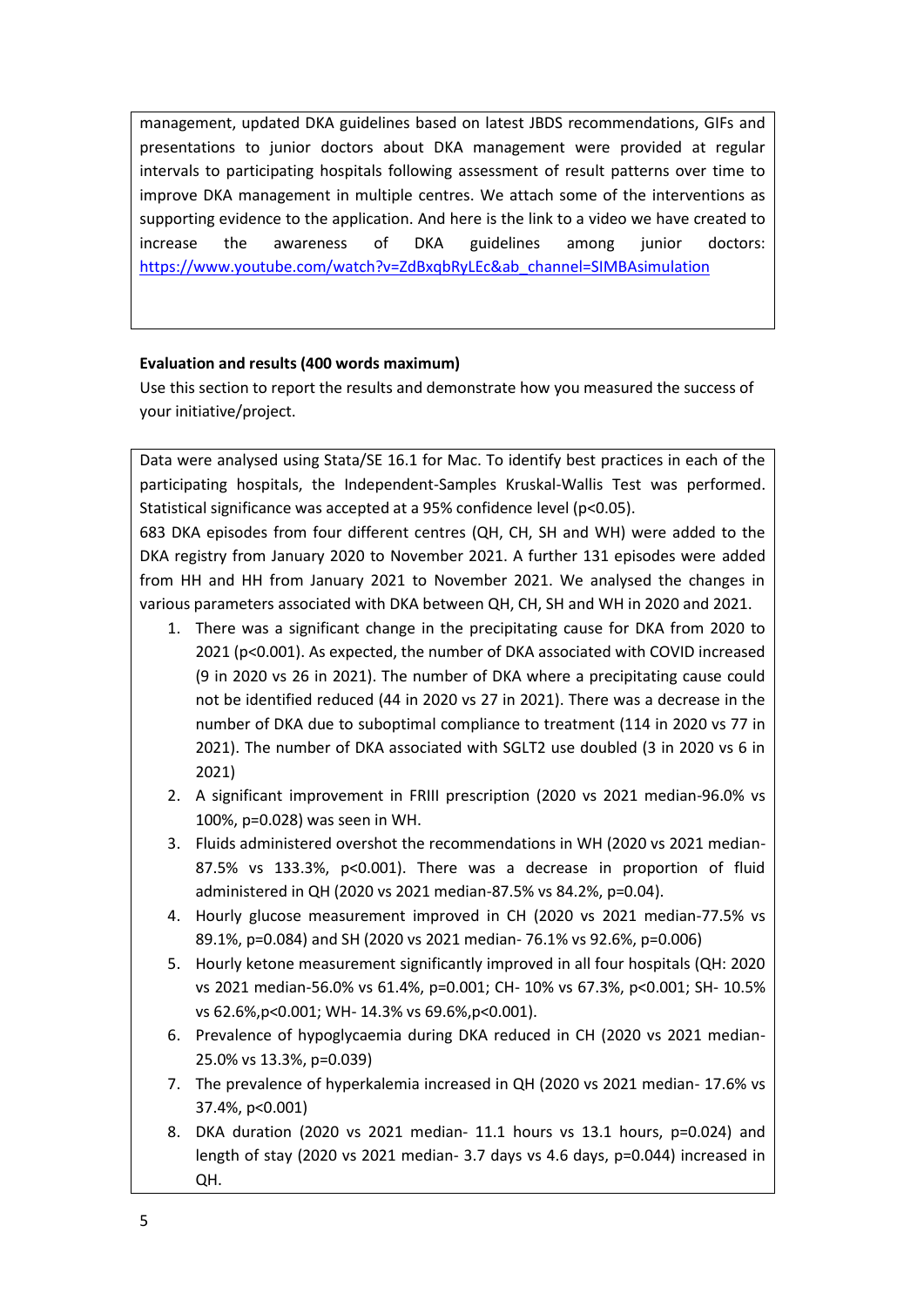management, updated DKA guidelines based on latest JBDS recommendations, GIFs and presentations to junior doctors about DKA management were provided at regular intervals to participating hospitals following assessment of result patterns over time to improve DKA management in multiple centres. We attach some of the interventions as supporting evidence to the application. And here is the link to a video we have created to increase the awareness of DKA guidelines among junior doctors: https://www.youtube.com/watch?v=ZdBxqbRyLEc&ab_channel=SIMBAsimulation

**Evaluation and results (400 words maximum)**

Use this section to report the results and demonstrate how you measured the success of your initiative/project.

Data were analysed using Stata/SE 16.1 for Mac. To identify best practices in each of the participating hospitals, the Independent-Samples Kruskal-Wallis Test was performed. Statistical significance was accepted at a 95% confidence level ($p<0.05$).

683 DKA episodes from four different centres (QH, CH, SH and WH) were added to the DKA registry from January 2020 to November 2021. A further 131 episodes were added from HH and HH from January 2021 to November 2021. We analysed the changes in various parameters associated with DKA between QH, CH, SH and WH in 2020 and 2021.

1. There was a significant change in the precipitating cause for DKA from 2020 to 2021 ($p<0.001$). As expected, the number of DKA associated with COVID increased (9 in 2020 vs 26 in 2021). The number of DKA where a precipitating cause could not be identified reduced (44 in 2020 vs 27 in 2021). There was a decrease in the number of DKA due to suboptimal compliance to treatment (114 in 2020 vs 77 in 2021). The number of DKA associated with SGLT2 use doubled (3 in 2020 vs 6 in 2021)
2. A significant improvement in FRIII prescription (2020 vs 2021 median-96.0% vs 100%, $p=0.028$) was seen in WH.
3. Fluids administered overshot the recommendations in WH (2020 vs 2021 median-87.5% vs 133.3%, $p<0.001$). There was a decrease in proportion of fluid administered in QH (2020 vs 2021 median-87.5% vs 84.2%, $p=0.04$).
4. Hourly glucose measurement improved in CH (2020 vs 2021 median-77.5% vs 89.1%, $p=0.084$) and SH (2020 vs 2021 median- 76.1% vs 92.6%, $p=0.006$)
5. Hourly ketone measurement significantly improved in all four hospitals (QH: 2020 vs 2021 median-56.0% vs 61.4%, $p=0.001$; CH- 10% vs 67.3%, $p<0.001$; SH- 10.5% vs 62.6%, $p<0.001$; WH- 14.3% vs 69.6%, $p<0.001$).
6. Prevalence of hypoglycaemia during DKA reduced in CH (2020 vs 2021 median-25.0% vs 13.3%, $p=0.039$)
7. The prevalence of hyperkalemia increased in QH (2020 vs 2021 median- 17.6% vs 37.4%, $p<0.001$)
8. DKA duration (2020 vs 2021 median- 11.1 hours vs 13.1 hours, $p=0.024$) and length of stay (2020 vs 2021 median- 3.7 days vs 4.6 days, $p=0.044$) increased in QH.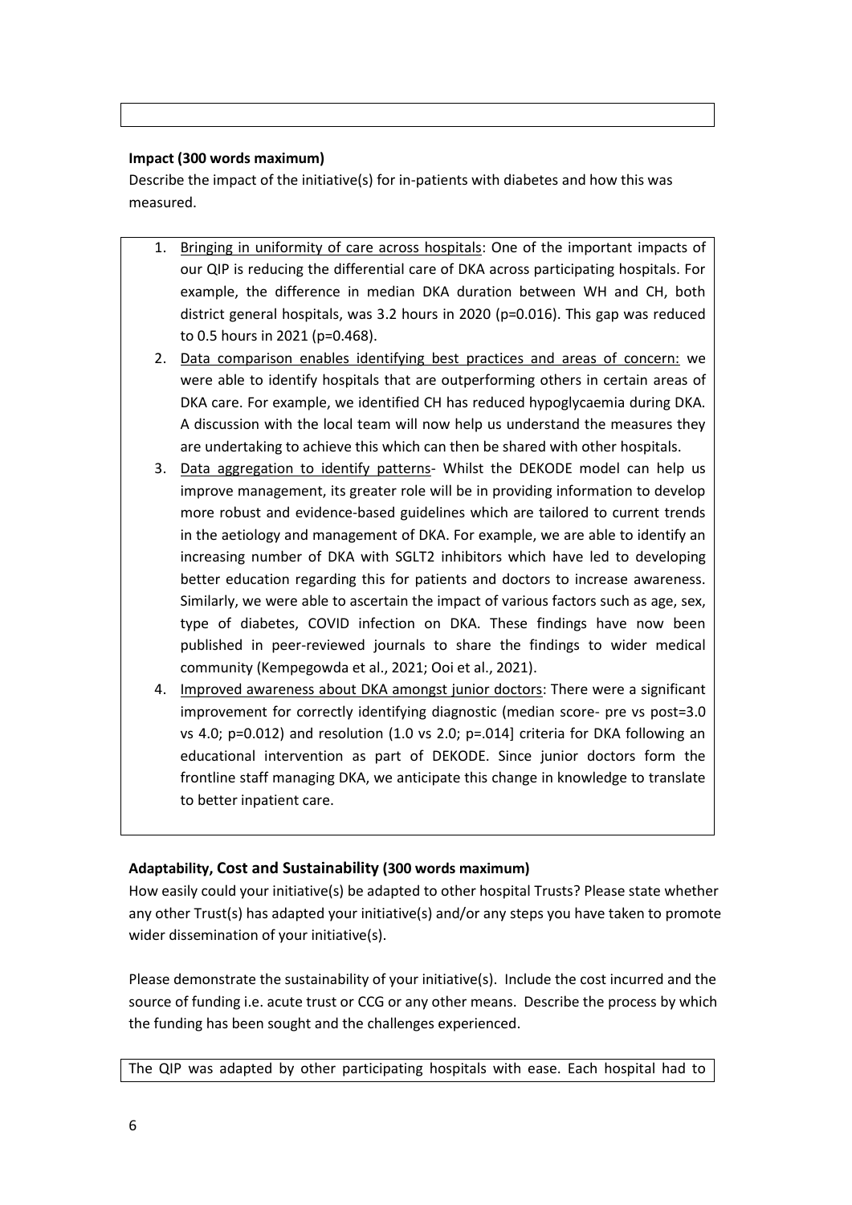**Impact (300 words maximum)**

Describe the impact of the initiative(s) for in-patients with diabetes and how this was measured.

1. Bringing in uniformity of care across hospitals: One of the important impacts of our QIP is reducing the differential care of DKA across participating hospitals. For example, the difference in median DKA duration between WH and CH, both district general hospitals, was 3.2 hours in 2020 ($p=0.016$). This gap was reduced to 0.5 hours in 2021 ($p=0.468$).
2. Data comparison enables identifying best practices and areas of concern: we were able to identify hospitals that are outperforming others in certain areas of DKA care. For example, we identified CH has reduced hypoglycaemia during DKA. A discussion with the local team will now help us understand the measures they are undertaking to achieve this which can then be shared with other hospitals.
3. Data aggregation to identify patterns- Whilst the DEKODE model can help us improve management, its greater role will be in providing information to develop more robust and evidence-based guidelines which are tailored to current trends in the aetiology and management of DKA. For example, we are able to identify an increasing number of DKA with SGLT2 inhibitors which have led to developing better education regarding this for patients and doctors to increase awareness. Similarly, we were able to ascertain the impact of various factors such as age, sex, type of diabetes, COVID infection on DKA. These findings have now been published in peer-reviewed journals to share the findings to wider medical community (Kempegowda et al., 2021; Ooi et al., 2021).
4. Improved awareness about DKA amongst junior doctors: There were a significant improvement for correctly identifying diagnostic (median score- pre vs post=3.0 vs 4.0; $p=0.012$) and resolution (1.0 vs 2.0; $p=.014$] criteria for DKA following an educational intervention as part of DEKODE. Since junior doctors form the frontline staff managing DKA, we anticipate this change in knowledge to translate to better inpatient care.

**Adaptability, Cost and Sustainability (300 words maximum)**

How easily could your initiative(s) be adapted to other hospital Trusts? Please state whether any other Trust(s) has adapted your initiative(s) and/or any steps you have taken to promote wider dissemination of your initiative(s).

Please demonstrate the sustainability of your initiative(s). Include the cost incurred and the source of funding i.e. acute trust or CCG or any other means. Describe the process by which the funding has been sought and the challenges experienced.

The QIP was adapted by other participating hospitals with ease. Each hospital had to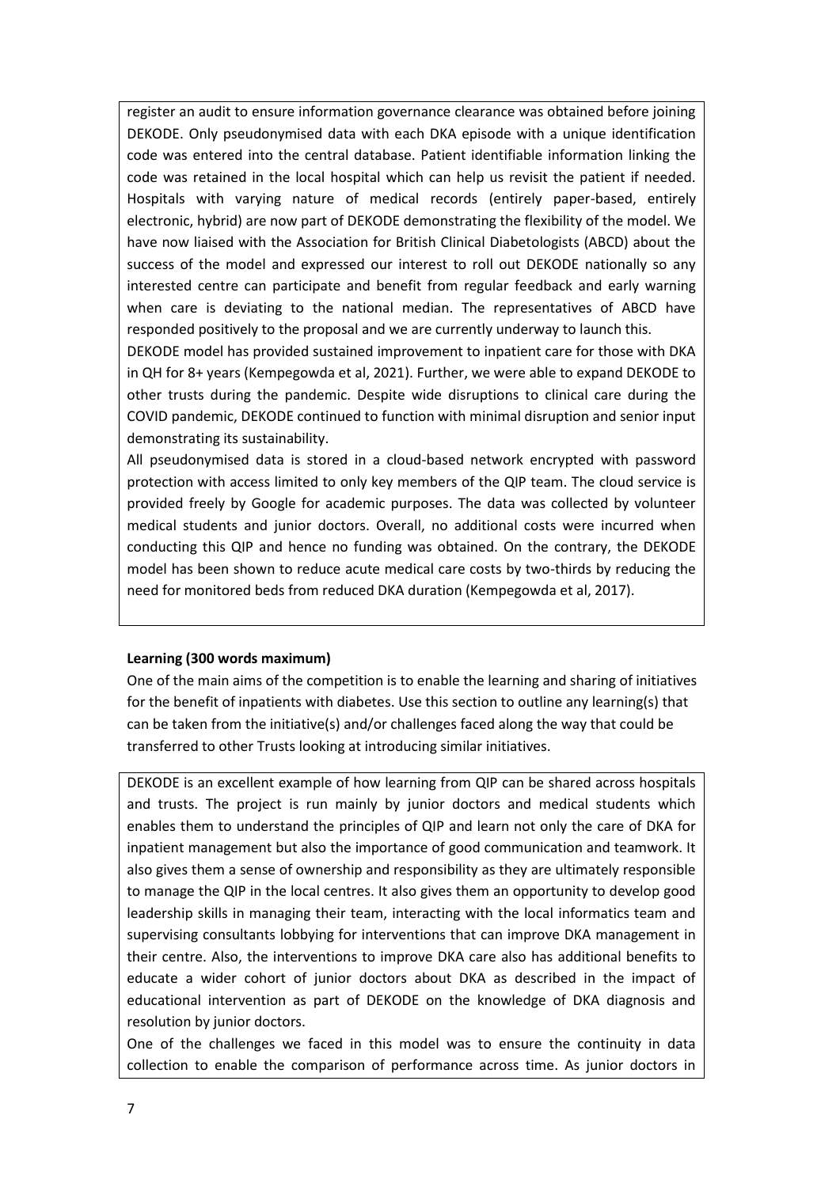register an audit to ensure information governance clearance was obtained before joining DEKODE. Only pseudonymised data with each DKA episode with a unique identification code was entered into the central database. Patient identifiable information linking the code was retained in the local hospital which can help us revisit the patient if needed. Hospitals with varying nature of medical records (entirely paper-based, entirely electronic, hybrid) are now part of DEKODE demonstrating the flexibility of the model. We have now liaised with the Association for British Clinical Diabetologists (ABCD) about the success of the model and expressed our interest to roll out DEKODE nationally so any interested centre can participate and benefit from regular feedback and early warning when care is deviating to the national median. The representatives of ABCD have responded positively to the proposal and we are currently underway to launch this.

DEKODE model has provided sustained improvement to inpatient care for those with DKA in QH for 8+ years (Kempegowda et al, 2021). Further, we were able to expand DEKODE to other trusts during the pandemic. Despite wide disruptions to clinical care during the COVID pandemic, DEKODE continued to function with minimal disruption and senior input demonstrating its sustainability.

All pseudonymised data is stored in a cloud-based network encrypted with password protection with access limited to only key members of the QIP team. The cloud service is provided freely by Google for academic purposes. The data was collected by volunteer medical students and junior doctors. Overall, no additional costs were incurred when conducting this QIP and hence no funding was obtained. On the contrary, the DEKODE model has been shown to reduce acute medical care costs by two-thirds by reducing the need for monitored beds from reduced DKA duration (Kempegowda et al, 2017).

**Learning (300 words maximum)**

One of the main aims of the competition is to enable the learning and sharing of initiatives for the benefit of inpatients with diabetes. Use this section to outline any learning(s) that can be taken from the initiative(s) and/or challenges faced along the way that could be transferred to other Trusts looking at introducing similar initiatives.

DEKODE is an excellent example of how learning from QIP can be shared across hospitals and trusts. The project is run mainly by junior doctors and medical students which enables them to understand the principles of QIP and learn not only the care of DKA for inpatient management but also the importance of good communication and teamwork. It also gives them a sense of ownership and responsibility as they are ultimately responsible to manage the QIP in the local centres. It also gives them an opportunity to develop good leadership skills in managing their team, interacting with the local informatics team and supervising consultants lobbying for interventions that can improve DKA management in their centre. Also, the interventions to improve DKA care also has additional benefits to educate a wider cohort of junior doctors about DKA as described in the impact of educational intervention as part of DEKODE on the knowledge of DKA diagnosis and resolution by junior doctors.

One of the challenges we faced in this model was to ensure the continuity in data collection to enable the comparison of performance across time. As junior doctors in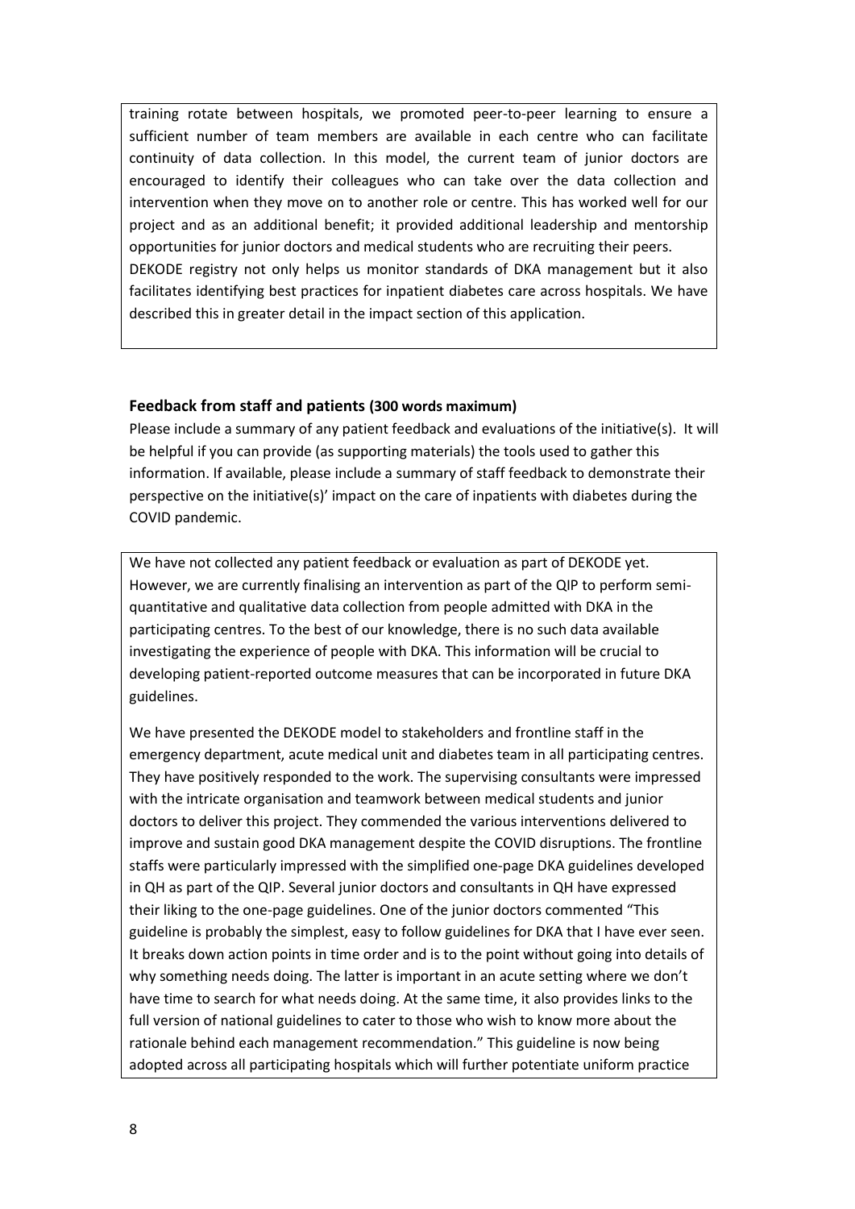training rotate between hospitals, we promoted peer-to-peer learning to ensure a sufficient number of team members are available in each centre who can facilitate continuity of data collection. In this model, the current team of junior doctors are encouraged to identify their colleagues who can take over the data collection and intervention when they move on to another role or centre. This has worked well for our project and as an additional benefit; it provided additional leadership and mentorship opportunities for junior doctors and medical students who are recruiting their peers.
DEKODE registry not only helps us monitor standards of DKA management but it also facilitates identifying best practices for inpatient diabetes care across hospitals. We have described this in greater detail in the impact section of this application.

### Feedback from staff and patients (300 words maximum)

Please include a summary of any patient feedback and evaluations of the initiative(s). It will be helpful if you can provide (as supporting materials) the tools used to gather this information. If available, please include a summary of staff feedback to demonstrate their perspective on the initiative(s)' impact on the care of inpatients with diabetes during the COVID pandemic.

We have not collected any patient feedback or evaluation as part of DEKODE yet. However, we are currently finalising an intervention as part of the QIP to perform semi-quantitative and qualitative data collection from people admitted with DKA in the participating centres. To the best of our knowledge, there is no such data available investigating the experience of people with DKA. This information will be crucial to developing patient-reported outcome measures that can be incorporated in future DKA guidelines.

We have presented the DEKODE model to stakeholders and frontline staff in the emergency department, acute medical unit and diabetes team in all participating centres. They have positively responded to the work. The supervising consultants were impressed with the intricate organisation and teamwork between medical students and junior doctors to deliver this project. They commended the various interventions delivered to improve and sustain good DKA management despite the COVID disruptions. The frontline staffs were particularly impressed with the simplified one-page DKA guidelines developed in QH as part of the QIP. Several junior doctors and consultants in QH have expressed their liking to the one-page guidelines. One of the junior doctors commented "This guideline is probably the simplest, easy to follow guidelines for DKA that I have ever seen. It breaks down action points in time order and is to the point without going into details of why something needs doing. The latter is important in an acute setting where we don't have time to search for what needs doing. At the same time, it also provides links to the full version of national guidelines to cater to those who wish to know more about the rationale behind each management recommendation." This guideline is now being adopted across all participating hospitals which will further potentiate uniform practice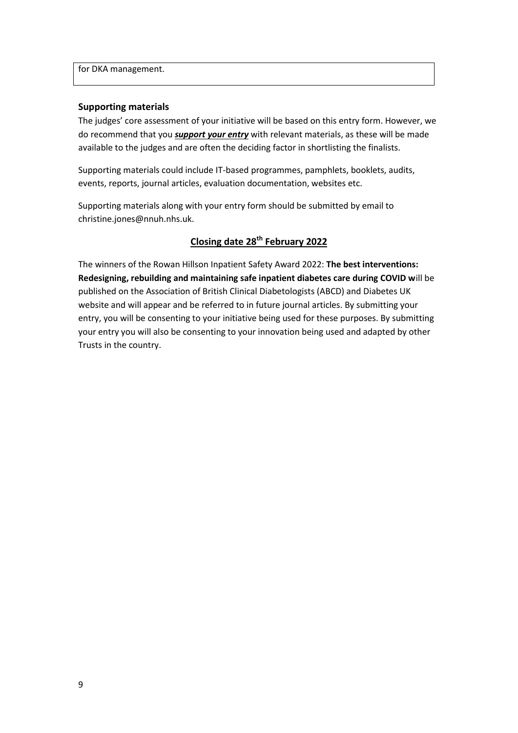for DKA management.

### Supporting materials

The judges' core assessment of your initiative will be based on this entry form. However, we do recommend that you ***support your entry*** with relevant materials, as these will be made available to the judges and are often the deciding factor in shortlisting the finalists.

Supporting materials could include IT-based programmes, pamphlets, booklets, audits, events, reports, journal articles, evaluation documentation, websites etc.

Supporting materials along with your entry form should be submitted by email to christine.jones@nnuh.nhs.uk.

**Closing date 28th February 2022**

The winners of the Rowan Hillson Inpatient Safety Award 2022: **The best interventions: Redesigning, rebuilding and maintaining safe inpatient diabetes care during COVID w**ill be published on the Association of British Clinical Diabetologists (ABCD) and Diabetes UK website and will appear and be referred to in future journal articles. By submitting your entry, you will be consenting to your initiative being used for these purposes. By submitting your entry you will also be consenting to your innovation being used and adapted by other Trusts in the country.